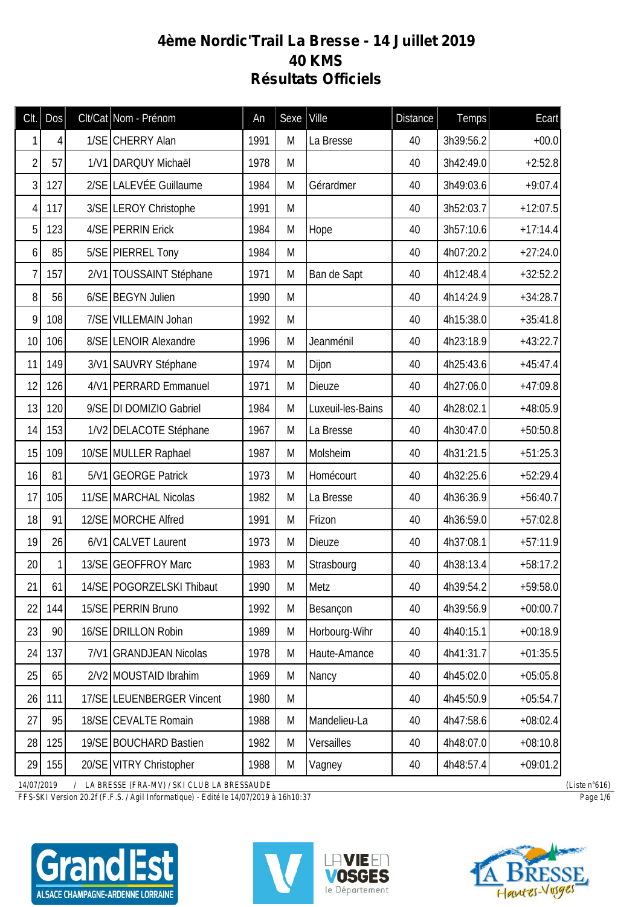# 4ème Nordic'Trail La Bresse - 14 Juillet 2019
## 40 KMS
## Résultats Officiels

| Clt. | Dos | Clt/Cat | Nom - Prénom | An | Sexe | Ville | Distance | Temps | Ecart |
|---|---|---|---|---|---|---|---|---|---|
| 1 | 4 | 1/SE | CHERRY Alan | 1991 | M | La Bresse | 40 | 3h39:56.2 | +00.0 |
| 2 | 57 | 1/V1 | DARQUY Michaël | 1978 | M | | 40 | 3h42:49.0 | +2:52.8 |
| 3 | 127 | 2/SE | LALEVÉE Guillaume | 1984 | M | Gérardmer | 40 | 3h49:03.6 | +9:07.4 |
| 4 | 117 | 3/SE | LEROY Christophe | 1991 | M | | 40 | 3h52:03.7 | +12:07.5 |
| 5 | 123 | 4/SE | PERRIN Erick | 1984 | M | Hope | 40 | 3h57:10.6 | +17:14.4 |
| 6 | 85 | 5/SE | PIERREL Tony | 1984 | M | | 40 | 4h07:20.2 | +27:24.0 |
| 7 | 157 | 2/V1 | TOUSSAINT Stéphane | 1971 | M | Ban de Sapt | 40 | 4h12:48.4 | +32:52.2 |
| 8 | 56 | 6/SE | BEGYN Julien | 1990 | M | | 40 | 4h14:24.9 | +34:28.7 |
| 9 | 108 | 7/SE | VILLEMAIN Johan | 1992 | M | | 40 | 4h15:38.0 | +35:41.8 |
| 10 | 106 | 8/SE | LENOIR Alexandre | 1996 | M | Jeanménil | 40 | 4h23:18.9 | +43:22.7 |
| 11 | 149 | 3/V1 | SAUVRY Stéphane | 1974 | M | Dijon | 40 | 4h25:43.6 | +45:47.4 |
| 12 | 126 | 4/V1 | PERRARD Emmanuel | 1971 | M | Dieuze | 40 | 4h27:06.0 | +47:09.8 |
| 13 | 120 | 9/SE | DI DOMIZIO Gabriel | 1984 | M | Luxeuil-les-Bains | 40 | 4h28:02.1 | +48:05.9 |
| 14 | 153 | 1/V2 | DELACOTE Stéphane | 1967 | M | La Bresse | 40 | 4h30:47.0 | +50:50.8 |
| 15 | 109 | 10/SE | MULLER Raphael | 1987 | M | Molsheim | 40 | 4h31:21.5 | +51:25.3 |
| 16 | 81 | 5/V1 | GEORGE Patrick | 1973 | M | Homécourt | 40 | 4h32:25.6 | +52:29.4 |
| 17 | 105 | 11/SE | MARCHAL Nicolas | 1982 | M | La Bresse | 40 | 4h36:36.9 | +56:40.7 |
| 18 | 91 | 12/SE | MORCHE Alfred | 1991 | M | Frizon | 40 | 4h36:59.0 | +57:02.8 |
| 19 | 26 | 6/V1 | CALVET Laurent | 1973 | M | Dieuze | 40 | 4h37:08.1 | +57:11.9 |
| 20 | 1 | 13/SE | GEOFFROY Marc | 1983 | M | Strasbourg | 40 | 4h38:13.4 | +58:17.2 |
| 21 | 61 | 14/SE | POGORZELSKI Thibaut | 1990 | M | Metz | 40 | 4h39:54.2 | +59:58.0 |
| 22 | 144 | 15/SE | PERRIN Bruno | 1992 | M | Besançon | 40 | 4h39:56.9 | +00:00.7 |
| 23 | 90 | 16/SE | DRILLON Robin | 1989 | M | Horbourg-Wihr | 40 | 4h40:15.1 | +00:18.9 |
| 24 | 137 | 7/V1 | GRANDJEAN Nicolas | 1978 | M | Haute-Amance | 40 | 4h41:31.7 | +01:35.5 |
| 25 | 65 | 2/V2 | MOUSTAID Ibrahim | 1969 | M | Nancy | 40 | 4h45:02.0 | +05:05.8 |
| 26 | 111 | 17/SE | LEUENBERGER Vincent | 1980 | M | | 40 | 4h45:50.9 | +05:54.7 |
| 27 | 95 | 18/SE | CEVALTE Romain | 1988 | M | Mandelieu-La | 40 | 4h47:58.6 | +08:02.4 |
| 28 | 125 | 19/SE | BOUCHARD Bastien | 1982 | M | Versailles | 40 | 4h48:07.0 | +08:10.8 |
| 29 | 155 | 20/SE | VITRY Christopher | 1988 | M | Vagney | 40 | 4h48:57.4 | +09:01.2 |

14/07/2019 / LA BRESSE (FRA-MV) / SKI CLUB LA BRESSAUDE (Liste n°616)

FFS-SKI Version 20.2f (F.F.S. / Agil Informatique) - Edité le 14/07/2019 à 16h10:37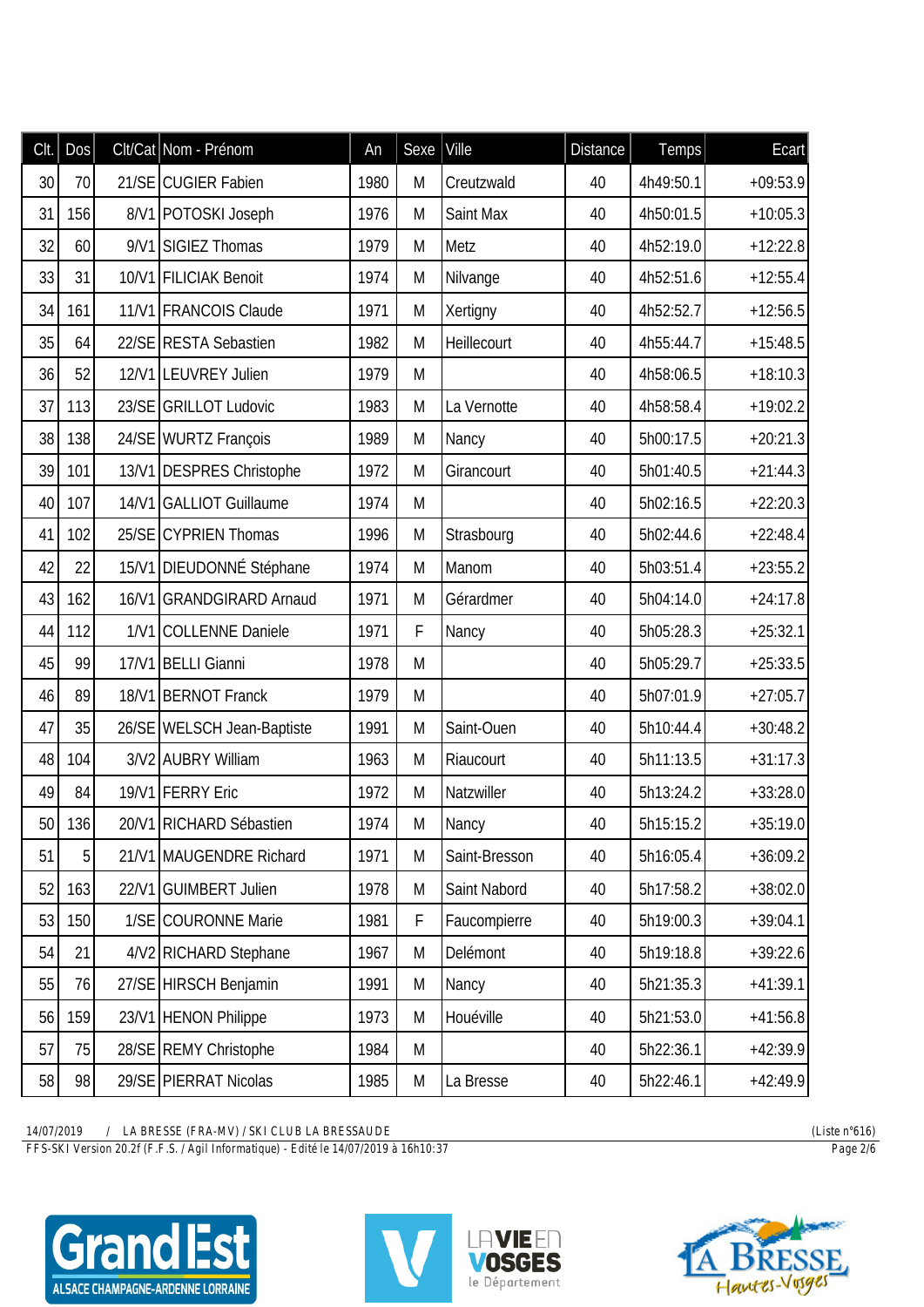| Clt. | Dos | Clt/Cat | Nom - Prénom | An | Sexe | Ville | Distance | Temps | Ecart |
|---|---|---|---|---|---|---|---|---|---|
| 30 | 70 | 21/SE | CUGIER Fabien | 1980 | M | Creutzwald | 40 | 4h49:50.1 | +09:53.9 |
| 31 | 156 | 8/V1 | POTOSKI Joseph | 1976 | M | Saint Max | 40 | 4h50:01.5 | +10:05.3 |
| 32 | 60 | 9/V1 | SIGIEZ Thomas | 1979 | M | Metz | 40 | 4h52:19.0 | +12:22.8 |
| 33 | 31 | 10/V1 | FILICIAK Benoit | 1974 | M | Nilvange | 40 | 4h52:51.6 | +12:55.4 |
| 34 | 161 | 11/V1 | FRANCOIS Claude | 1971 | M | Xertigny | 40 | 4h52:52.7 | +12:56.5 |
| 35 | 64 | 22/SE | RESTA Sebastien | 1982 | M | Heillecourt | 40 | 4h55:44.7 | +15:48.5 |
| 36 | 52 | 12/V1 | LEUVREY Julien | 1979 | M | | 40 | 4h58:06.5 | +18:10.3 |
| 37 | 113 | 23/SE | GRILLOT Ludovic | 1983 | M | La Vernotte | 40 | 4h58:58.4 | +19:02.2 |
| 38 | 138 | 24/SE | WURTZ François | 1989 | M | Nancy | 40 | 5h00:17.5 | +20:21.3 |
| 39 | 101 | 13/V1 | DESPRES Christophe | 1972 | M | Girancourt | 40 | 5h01:40.5 | +21:44.3 |
| 40 | 107 | 14/V1 | GALLIOT Guillaume | 1974 | M | | 40 | 5h02:16.5 | +22:20.3 |
| 41 | 102 | 25/SE | CYPRIEN Thomas | 1996 | M | Strasbourg | 40 | 5h02:44.6 | +22:48.4 |
| 42 | 22 | 15/V1 | DIEUDONNÉ Stéphane | 1974 | M | Manom | 40 | 5h03:51.4 | +23:55.2 |
| 43 | 162 | 16/V1 | GRANDGIRARD Arnaud | 1971 | M | Gérardmer | 40 | 5h04:14.0 | +24:17.8 |
| 44 | 112 | 1/V1 | COLLENNE Daniele | 1971 | F | Nancy | 40 | 5h05:28.3 | +25:32.1 |
| 45 | 99 | 17/V1 | BELLI Gianni | 1978 | M | | 40 | 5h05:29.7 | +25:33.5 |
| 46 | 89 | 18/V1 | BERNOT Franck | 1979 | M | | 40 | 5h07:01.9 | +27:05.7 |
| 47 | 35 | 26/SE | WELSCH Jean-Baptiste | 1991 | M | Saint-Ouen | 40 | 5h10:44.4 | +30:48.2 |
| 48 | 104 | 3/V2 | AUBRY William | 1963 | M | Riaucourt | 40 | 5h11:13.5 | +31:17.3 |
| 49 | 84 | 19/V1 | FERRY Eric | 1972 | M | Natzwiller | 40 | 5h13:24.2 | +33:28.0 |
| 50 | 136 | 20/V1 | RICHARD Sébastien | 1974 | M | Nancy | 40 | 5h15:15.2 | +35:19.0 |
| 51 | 5 | 21/V1 | MAUGENDRE Richard | 1971 | M | Saint-Bresson | 40 | 5h16:05.4 | +36:09.2 |
| 52 | 163 | 22/V1 | GUIMBERT Julien | 1978 | M | Saint Nabord | 40 | 5h17:58.2 | +38:02.0 |
| 53 | 150 | 1/SE | COURONNE Marie | 1981 | F | Faucompierre | 40 | 5h19:00.3 | +39:04.1 |
| 54 | 21 | 4/V2 | RICHARD Stephane | 1967 | M | Delémont | 40 | 5h19:18.8 | +39:22.6 |
| 55 | 76 | 27/SE | HIRSCH Benjamin | 1991 | M | Nancy | 40 | 5h21:35.3 | +41:39.1 |
| 56 | 159 | 23/V1 | HENON Philippe | 1973 | M | Houéville | 40 | 5h21:53.0 | +41:56.8 |
| 57 | 75 | 28/SE | REMY Christophe | 1984 | M | | 40 | 5h22:36.1 | +42:39.9 |
| 58 | 98 | 29/SE | PIERRAT Nicolas | 1985 | M | La Bresse | 40 | 5h22:46.1 | +42:49.9 |

14/07/2019 / LA BRESSE (FRA-MV) / SKI CLUB LA BRESSAUDE (Liste n°616)

FFS-SKI Version 20.2f (F.F.S. / Agil Informatique) - Edité le 14/07/2019 à 16h10:37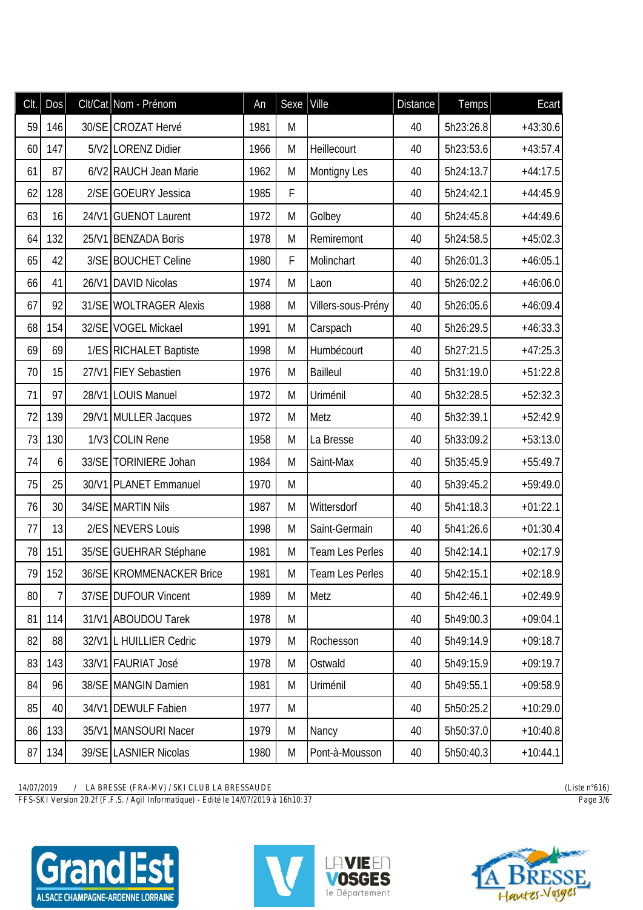| Clt. | Dos | Clt/Cat | Nom - Prénom | An | Sexe | Ville | Distance | Temps | Ecart |
|---|---|---|---|---|---|---|---|---|---|
| 59 | 146 | 30/SE | CROZAT Hervé | 1981 | M | | 40 | 5h23:26.8 | +43:30.6 |
| 60 | 147 | 5/V2 | LORENZ Didier | 1966 | M | Heillecourt | 40 | 5h23:53.6 | +43:57.4 |
| 61 | 87 | 6/V2 | RAUCH Jean Marie | 1962 | M | Montigny Les | 40 | 5h24:13.7 | +44:17.5 |
| 62 | 128 | 2/SE | GOEURY Jessica | 1985 | F | | 40 | 5h24:42.1 | +44:45.9 |
| 63 | 16 | 24/V1 | GUENOT Laurent | 1972 | M | Golbey | 40 | 5h24:45.8 | +44:49.6 |
| 64 | 132 | 25/V1 | BENZADA Boris | 1978 | M | Remiremont | 40 | 5h24:58.5 | +45:02.3 |
| 65 | 42 | 3/SE | BOUCHET Celine | 1980 | F | Molinchart | 40 | 5h26:01.3 | +46:05.1 |
| 66 | 41 | 26/V1 | DAVID Nicolas | 1974 | M | Laon | 40 | 5h26:02.2 | +46:06.0 |
| 67 | 92 | 31/SE | WOLTRAGER Alexis | 1988 | M | Villers-sous-Prény | 40 | 5h26:05.6 | +46:09.4 |
| 68 | 154 | 32/SE | VOGEL Mickael | 1991 | M | Carspach | 40 | 5h26:29.5 | +46:33.3 |
| 69 | 69 | 1/ES | RICHALET Baptiste | 1998 | M | Humbécourt | 40 | 5h27:21.5 | +47:25.3 |
| 70 | 15 | 27/V1 | FIEY Sebastien | 1976 | M | Bailleul | 40 | 5h31:19.0 | +51:22.8 |
| 71 | 97 | 28/V1 | LOUIS Manuel | 1972 | M | Uriménil | 40 | 5h32:28.5 | +52:32.3 |
| 72 | 139 | 29/V1 | MULLER Jacques | 1972 | M | Metz | 40 | 5h32:39.1 | +52:42.9 |
| 73 | 130 | 1/V3 | COLIN Rene | 1958 | M | La Bresse | 40 | 5h33:09.2 | +53:13.0 |
| 74 | 6 | 33/SE | TORINIERE Johan | 1984 | M | Saint-Max | 40 | 5h35:45.9 | +55:49.7 |
| 75 | 25 | 30/V1 | PLANET Emmanuel | 1970 | M | | 40 | 5h39:45.2 | +59:49.0 |
| 76 | 30 | 34/SE | MARTIN Nils | 1987 | M | Wittersdorf | 40 | 5h41:18.3 | +01:22.1 |
| 77 | 13 | 2/ES | NEVERS Louis | 1998 | M | Saint-Germain | 40 | 5h41:26.6 | +01:30.4 |
| 78 | 151 | 35/SE | GUEHRAR Stéphane | 1981 | M | Team Les Perles | 40 | 5h42:14.1 | +02:17.9 |
| 79 | 152 | 36/SE | KROMMENACKER Brice | 1981 | M | Team Les Perles | 40 | 5h42:15.1 | +02:18.9 |
| 80 | 7 | 37/SE | DUFOUR Vincent | 1989 | M | Metz | 40 | 5h42:46.1 | +02:49.9 |
| 81 | 114 | 31/V1 | ABOUDOU Tarek | 1978 | M | | 40 | 5h49:00.3 | +09:04.1 |
| 82 | 88 | 32/V1 | L HUILLIER Cedric | 1979 | M | Rochesson | 40 | 5h49:14.9 | +09:18.7 |
| 83 | 143 | 33/V1 | FAURIAT José | 1978 | M | Ostwald | 40 | 5h49:15.9 | +09:19.7 |
| 84 | 96 | 38/SE | MANGIN Damien | 1981 | M | Uriménil | 40 | 5h49:55.1 | +09:58.9 |
| 85 | 40 | 34/V1 | DEWULF Fabien | 1977 | M | | 40 | 5h50:25.2 | +10:29.0 |
| 86 | 133 | 35/V1 | MANSOURI Nacer | 1979 | M | Nancy | 40 | 5h50:37.0 | +10:40.8 |
| 87 | 134 | 39/SE | LASNIER Nicolas | 1980 | M | Pont-à-Mousson | 40 | 5h50:40.3 | +10:44.1 |

14/07/2019 / LA BRESSE (FRA-MV) / SKI CLUB LA BRESSAUDE (Liste n°616)
FFS-SKI Version 20.2f (F.F.S. / Agil Informatique) - Edité le 14/07/2019 à 16h10:37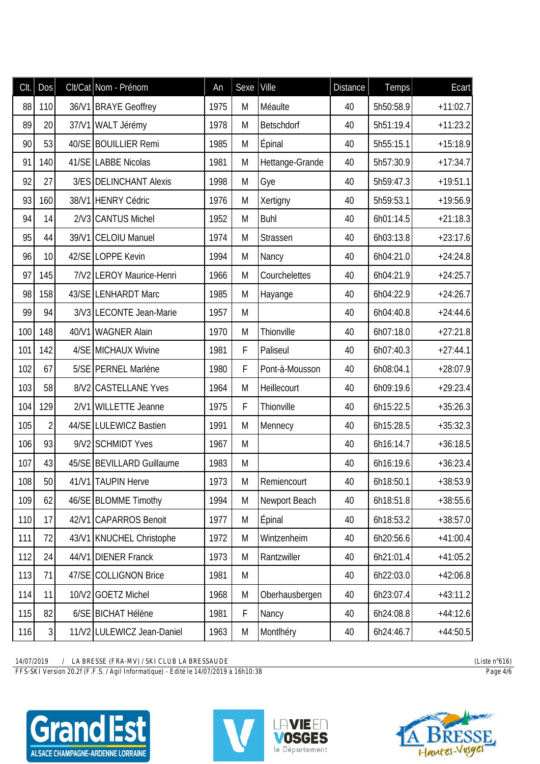| Clt. | Dos | Clt/Cat | Nom - Prénom | An | Sexe | Ville | Distance | Temps | Ecart |
|---|---|---|---|---|---|---|---|---|---|
| 88 | 110 | 36/V1 | BRAYE Geoffrey | 1975 | M | Méaulte | 40 | 5h50:58.9 | +11:02.7 |
| 89 | 20 | 37/V1 | WALT Jérémy | 1978 | M | Betschdorf | 40 | 5h51:19.4 | +11:23.2 |
| 90 | 53 | 40/SE | BOUILLIER Remi | 1985 | M | Épinal | 40 | 5h55:15.1 | +15:18.9 |
| 91 | 140 | 41/SE | LABBE Nicolas | 1981 | M | Hettange-Grande | 40 | 5h57:30.9 | +17:34.7 |
| 92 | 27 | 3/ES | DELINCHANT Alexis | 1998 | M | Gye | 40 | 5h59:47.3 | +19:51.1 |
| 93 | 160 | 38/V1 | HENRY Cédric | 1976 | M | Xertigny | 40 | 5h59:53.1 | +19:56.9 |
| 94 | 14 | 2/V3 | CANTUS Michel | 1952 | M | Buhl | 40 | 6h01:14.5 | +21:18.3 |
| 95 | 44 | 39/V1 | CELOIU Manuel | 1974 | M | Strassen | 40 | 6h03:13.8 | +23:17.6 |
| 96 | 10 | 42/SE | LOPPE Kevin | 1994 | M | Nancy | 40 | 6h04:21.0 | +24:24.8 |
| 97 | 145 | 7/V2 | LEROY Maurice-Henri | 1966 | M | Courchelettes | 40 | 6h04:21.9 | +24:25.7 |
| 98 | 158 | 43/SE | LENHARDT Marc | 1985 | M | Hayange | 40 | 6h04:22.9 | +24:26.7 |
| 99 | 94 | 3/V3 | LECONTE Jean-Marie | 1957 | M | | 40 | 6h04:40.8 | +24:44.6 |
| 100 | 148 | 40/V1 | WAGNER Alain | 1970 | M | Thionville | 40 | 6h07:18.0 | +27:21.8 |
| 101 | 142 | 4/SE | MICHAUX Wivine | 1981 | F | Paliseul | 40 | 6h07:40.3 | +27:44.1 |
| 102 | 67 | 5/SE | PERNEL Marlène | 1980 | F | Pont-à-Mousson | 40 | 6h08:04.1 | +28:07.9 |
| 103 | 58 | 8/V2 | CASTELLANE Yves | 1964 | M | Heillecourt | 40 | 6h09:19.6 | +29:23.4 |
| 104 | 129 | 2/V1 | WILLETTE Jeanne | 1975 | F | Thionville | 40 | 6h15:22.5 | +35:26.3 |
| 105 | 2 | 44/SE | LULEWICZ Bastien | 1991 | M | Mennecy | 40 | 6h15:28.5 | +35:32.3 |
| 106 | 93 | 9/V2 | SCHMIDT Yves | 1967 | M | | 40 | 6h16:14.7 | +36:18.5 |
| 107 | 43 | 45/SE | BEVILLARD Guillaume | 1983 | M | | 40 | 6h16:19.6 | +36:23.4 |
| 108 | 50 | 41/V1 | TAUPIN Herve | 1973 | M | Remiencourt | 40 | 6h18:50.1 | +38:53.9 |
| 109 | 62 | 46/SE | BLOMME Timothy | 1994 | M | Newport Beach | 40 | 6h18:51.8 | +38:55.6 |
| 110 | 17 | 42/V1 | CAPARROS Benoit | 1977 | M | Épinal | 40 | 6h18:53.2 | +38:57.0 |
| 111 | 72 | 43/V1 | KNUCHEL Christophe | 1972 | M | Wintzenheim | 40 | 6h20:56.6 | +41:00.4 |
| 112 | 24 | 44/V1 | DIENER Franck | 1973 | M | Rantzwiller | 40 | 6h21:01.4 | +41:05.2 |
| 113 | 71 | 47/SE | COLLIGNON Brice | 1981 | M | | 40 | 6h22:03.0 | +42:06.8 |
| 114 | 11 | 10/V2 | GOETZ Michel | 1968 | M | Oberhausbergen | 40 | 6h23:07.4 | +43:11.2 |
| 115 | 82 | 6/SE | BICHAT Hélène | 1981 | F | Nancy | 40 | 6h24:08.8 | +44:12.6 |
| 116 | 3 | 11/V2 | LULEWICZ Jean-Daniel | 1963 | M | Montlhéry | 40 | 6h24:46.7 | +44:50.5 |

14/07/2019 / LA BRESSE (FRA-MV) / SKI CLUB LA BRESSAUDE (Liste n°616)

FFS-SKI Version 20.2f (F.F.S. / Agil Informatique) - Edité le 14/07/2019 à 16h10:38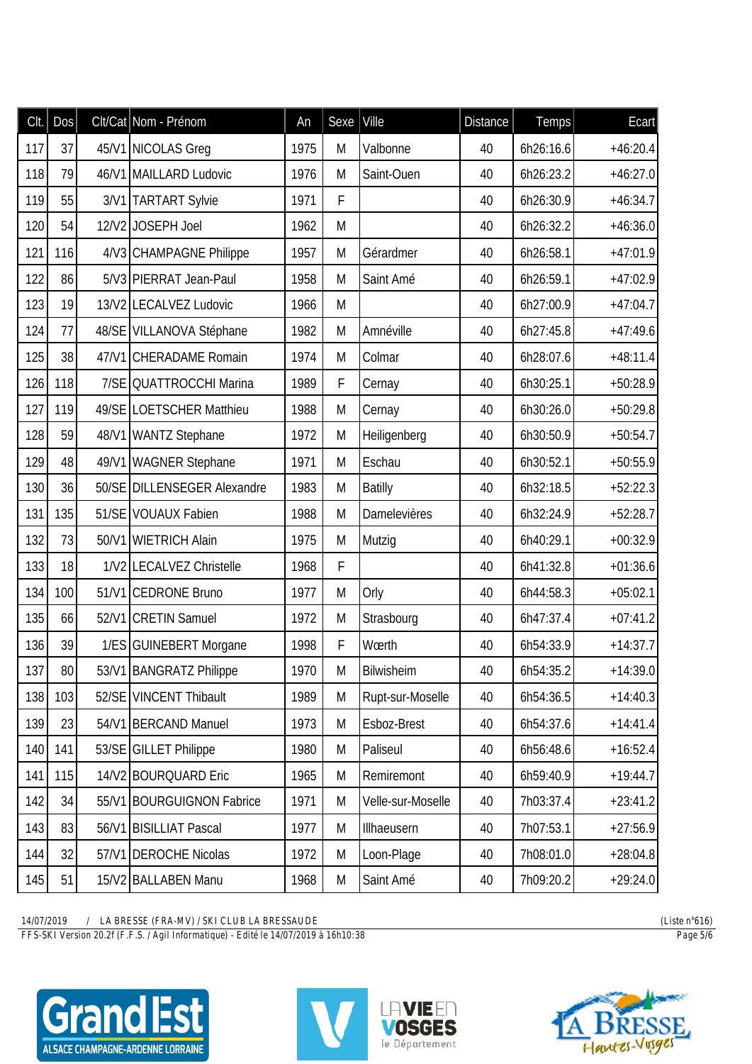| Clt. | Dos | Clt/Cat | Nom - Prénom | An | Sexe | Ville | Distance | Temps | Ecart |
|---|---|---|---|---|---|---|---|---|---|
| 117 | 37 | 45/V1 | NICOLAS Greg | 1975 | M | Valbonne | 40 | 6h26:16.6 | +46:20.4 |
| 118 | 79 | 46/V1 | MAILLARD Ludovic | 1976 | M | Saint-Ouen | 40 | 6h26:23.2 | +46:27.0 |
| 119 | 55 | 3/V1 | TARTART Sylvie | 1971 | F | | 40 | 6h26:30.9 | +46:34.7 |
| 120 | 54 | 12/V2 | JOSEPH Joel | 1962 | M | | 40 | 6h26:32.2 | +46:36.0 |
| 121 | 116 | 4/V3 | CHAMPAGNE Philippe | 1957 | M | Gérardmer | 40 | 6h26:58.1 | +47:01.9 |
| 122 | 86 | 5/V3 | PIERRAT Jean-Paul | 1958 | M | Saint Amé | 40 | 6h26:59.1 | +47:02.9 |
| 123 | 19 | 13/V2 | LECALVEZ Ludovic | 1966 | M | | 40 | 6h27:00.9 | +47:04.7 |
| 124 | 77 | 48/SE | VILLANOVA Stéphane | 1982 | M | Amnéville | 40 | 6h27:45.8 | +47:49.6 |
| 125 | 38 | 47/V1 | CHERADAME Romain | 1974 | M | Colmar | 40 | 6h28:07.6 | +48:11.4 |
| 126 | 118 | 7/SE | QUATTROCCHI Marina | 1989 | F | Cernay | 40 | 6h30:25.1 | +50:28.9 |
| 127 | 119 | 49/SE | LOETSCHER Matthieu | 1988 | M | Cernay | 40 | 6h30:26.0 | +50:29.8 |
| 128 | 59 | 48/V1 | WANTZ Stephane | 1972 | M | Heiligenberg | 40 | 6h30:50.9 | +50:54.7 |
| 129 | 48 | 49/V1 | WAGNER Stephane | 1971 | M | Eschau | 40 | 6h30:52.1 | +50:55.9 |
| 130 | 36 | 50/SE | DILLENSEGER Alexandre | 1983 | M | Batilly | 40 | 6h32:18.5 | +52:22.3 |
| 131 | 135 | 51/SE | VOUAUX Fabien | 1988 | M | Damelevières | 40 | 6h32:24.9 | +52:28.7 |
| 132 | 73 | 50/V1 | WIETRICH Alain | 1975 | M | Mutzig | 40 | 6h40:29.1 | +00:32.9 |
| 133 | 18 | 1/V2 | LECALVEZ Christelle | 1968 | F | | 40 | 6h41:32.8 | +01:36.6 |
| 134 | 100 | 51/V1 | CEDRONE Bruno | 1977 | M | Orly | 40 | 6h44:58.3 | +05:02.1 |
| 135 | 66 | 52/V1 | CRETIN Samuel | 1972 | M | Strasbourg | 40 | 6h47:37.4 | +07:41.2 |
| 136 | 39 | 1/ES | GUINEBERT Morgane | 1998 | F | Wœrth | 40 | 6h54:33.9 | +14:37.7 |
| 137 | 80 | 53/V1 | BANGRATZ Philippe | 1970 | M | Bilwisheim | 40 | 6h54:35.2 | +14:39.0 |
| 138 | 103 | 52/SE | VINCENT Thibault | 1989 | M | Rupt-sur-Moselle | 40 | 6h54:36.5 | +14:40.3 |
| 139 | 23 | 54/V1 | BERCAND Manuel | 1973 | M | Esboz-Brest | 40 | 6h54:37.6 | +14:41.4 |
| 140 | 141 | 53/SE | GILLET Philippe | 1980 | M | Paliseul | 40 | 6h56:48.6 | +16:52.4 |
| 141 | 115 | 14/V2 | BOURQUARD Eric | 1965 | M | Remiremont | 40 | 6h59:40.9 | +19:44.7 |
| 142 | 34 | 55/V1 | BOURGUIGNON Fabrice | 1971 | M | Velle-sur-Moselle | 40 | 7h03:37.4 | +23:41.2 |
| 143 | 83 | 56/V1 | BISILLIAT Pascal | 1977 | M | Illhaeusern | 40 | 7h07:53.1 | +27:56.9 |
| 144 | 32 | 57/V1 | DEROCHE Nicolas | 1972 | M | Loon-Plage | 40 | 7h08:01.0 | +28:04.8 |
| 145 | 51 | 15/V2 | BALLABEN Manu | 1968 | M | Saint Amé | 40 | 7h09:20.2 | +29:24.0 |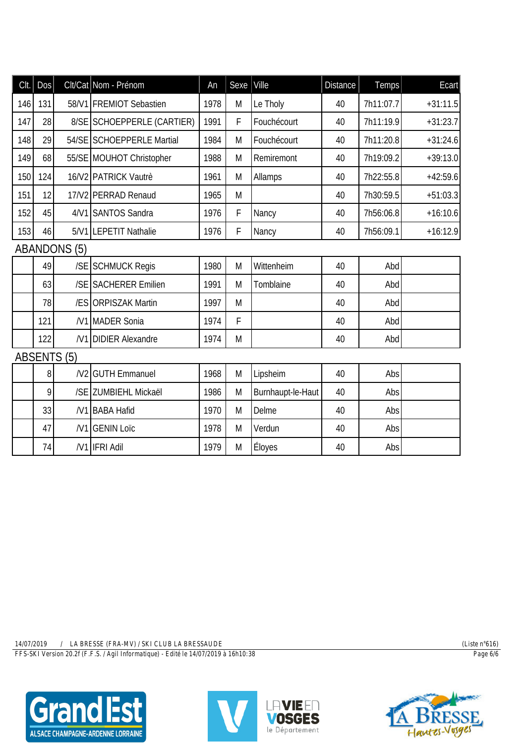| Clt. | Dos | Clt/Cat | Nom - Prénom | An | Sexe | Ville | Distance | Temps | Ecart |
|---|---|---|---|---|---|---|---|---|---|
| 146 | 131 | 58/V1 | FREMIOT Sebastien | 1978 | M | Le Tholy | 40 | 7h11:07.7 | +31:11.5 |
| 147 | 28 | 8/SE | SCHOEPPERLE (CARTIER) | 1991 | F | Fouchécourt | 40 | 7h11:19.9 | +31:23.7 |
| 148 | 29 | 54/SE | SCHOEPPERLE Martial | 1984 | M | Fouchécourt | 40 | 7h11:20.8 | +31:24.6 |
| 149 | 68 | 55/SE | MOUHOT Christopher | 1988 | M | Remiremont | 40 | 7h19:09.2 | +39:13.0 |
| 150 | 124 | 16/V2 | PATRICK Vautrè | 1961 | M | Allamps | 40 | 7h22:55.8 | +42:59.6 |
| 151 | 12 | 17/V2 | PERRAD Renaud | 1965 | M | | 40 | 7h30:59.5 | +51:03.3 |
| 152 | 45 | 4/V1 | SANTOS Sandra | 1976 | F | Nancy | 40 | 7h56:06.8 | +16:10.6 |
| 153 | 46 | 5/V1 | LEPETIT Nathalie | 1976 | F | Nancy | 40 | 7h56:09.1 | +16:12.9 |

ABANDONS (5)

| Clt. | Dos | Clt/Cat | Nom - Prénom | An | Sexe | Ville | Distance | Temps | Ecart |
|---|---|---|---|---|---|---|---|---|---|
| | 49 | /SE | SCHMUCK Regis | 1980 | M | Wittenheim | 40 | Abd | |
| | 63 | /SE | SACHERER Emilien | 1991 | M | Tomblaine | 40 | Abd | |
| | 78 | /ES | ORPISZAK Martin | 1997 | M | | 40 | Abd | |
| | 121 | /V1 | MADER Sonia | 1974 | F | | 40 | Abd | |
| | 122 | /V1 | DIDIER Alexandre | 1974 | M | | 40 | Abd | |

ABSENTS (5)

| Clt. | Dos | Clt/Cat | Nom - Prénom | An | Sexe | Ville | Distance | Temps | Ecart |
|---|---|---|---|---|---|---|---|---|---|
| | 8 | /V2 | GUTH Emmanuel | 1968 | M | Lipsheim | 40 | Abs | |
| | 9 | /SE | ZUMBIEHL Mickaël | 1986 | M | Burnhaupt-le-Haut | 40 | Abs | |
| | 33 | /V1 | BABA Hafid | 1970 | M | Delme | 40 | Abs | |
| | 47 | /V1 | GENIN Loïc | 1978 | M | Verdun | 40 | Abs | |
| | 74 | /V1 | IFRI Adil | 1979 | M | Éloyes | 40 | Abs | |

14/07/2019 / LA BRESSE (FRA-MV) / SKI CLUB LA BRESSAUDE (Liste n°616)

FFS-SKI Version 20.2f (F.F.S. / Agil Informatique) - Edité le 14/07/2019 à 16h10:38